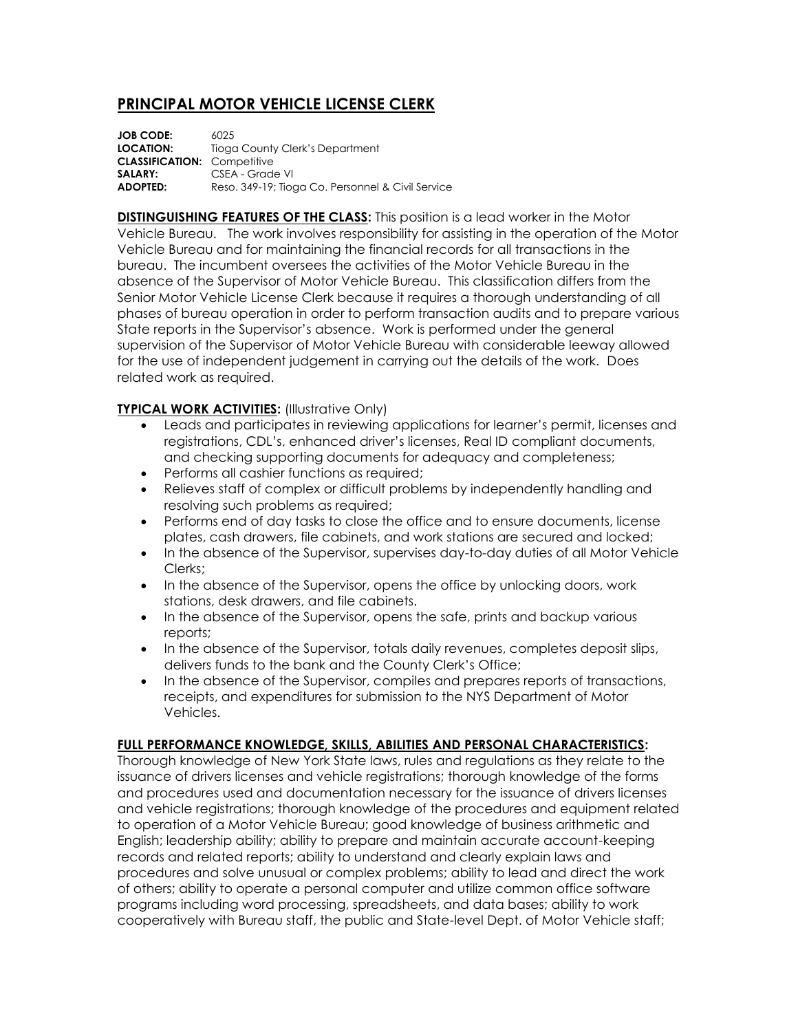# PRINCIPAL MOTOR VEHICLE LICENSE CLERK

**JOB CODE:** 6025
**LOCATION:** Tioga County Clerk's Department
**CLASSIFICATION:** Competitive
**SALARY:** CSEA - Grade VI
**ADOPTED:** Reso. 349-19; Tioga Co. Personnel & Civil Service

**DISTINGUISHING FEATURES OF THE CLASS:** This position is a lead worker in the Motor Vehicle Bureau. The work involves responsibility for assisting in the operation of the Motor Vehicle Bureau and for maintaining the financial records for all transactions in the bureau. The incumbent oversees the activities of the Motor Vehicle Bureau in the absence of the Supervisor of Motor Vehicle Bureau. This classification differs from the Senior Motor Vehicle License Clerk because it requires a thorough understanding of all phases of bureau operation in order to perform transaction audits and to prepare various State reports in the Supervisor's absence. Work is performed under the general supervision of the Supervisor of Motor Vehicle Bureau with considerable leeway allowed for the use of independent judgement in carrying out the details of the work. Does related work as required.

**TYPICAL WORK ACTIVITIES:** (Illustrative Only)

- Leads and participates in reviewing applications for learner's permit, licenses and registrations, CDL's, enhanced driver's licenses, Real ID compliant documents, and checking supporting documents for adequacy and completeness;
- Performs all cashier functions as required;
- Relieves staff of complex or difficult problems by independently handling and resolving such problems as required;
- Performs end of day tasks to close the office and to ensure documents, license plates, cash drawers, file cabinets, and work stations are secured and locked;
- In the absence of the Supervisor, supervises day-to-day duties of all Motor Vehicle Clerks;
- In the absence of the Supervisor, opens the office by unlocking doors, work stations, desk drawers, and file cabinets.
- In the absence of the Supervisor, opens the safe, prints and backup various reports;
- In the absence of the Supervisor, totals daily revenues, completes deposit slips, delivers funds to the bank and the County Clerk's Office;
- In the absence of the Supervisor, compiles and prepares reports of transactions, receipts, and expenditures for submission to the NYS Department of Motor Vehicles.

**FULL PERFORMANCE KNOWLEDGE, SKILLS, ABILITIES AND PERSONAL CHARACTERISTICS:**
Thorough knowledge of New York State laws, rules and regulations as they relate to the issuance of drivers licenses and vehicle registrations; thorough knowledge of the forms and procedures used and documentation necessary for the issuance of drivers licenses and vehicle registrations; thorough knowledge of the procedures and equipment related to operation of a Motor Vehicle Bureau; good knowledge of business arithmetic and English; leadership ability; ability to prepare and maintain accurate account-keeping records and related reports; ability to understand and clearly explain laws and procedures and solve unusual or complex problems; ability to lead and direct the work of others; ability to operate a personal computer and utilize common office software programs including word processing, spreadsheets, and data bases; ability to work cooperatively with Bureau staff, the public and State-level Dept. of Motor Vehicle staff;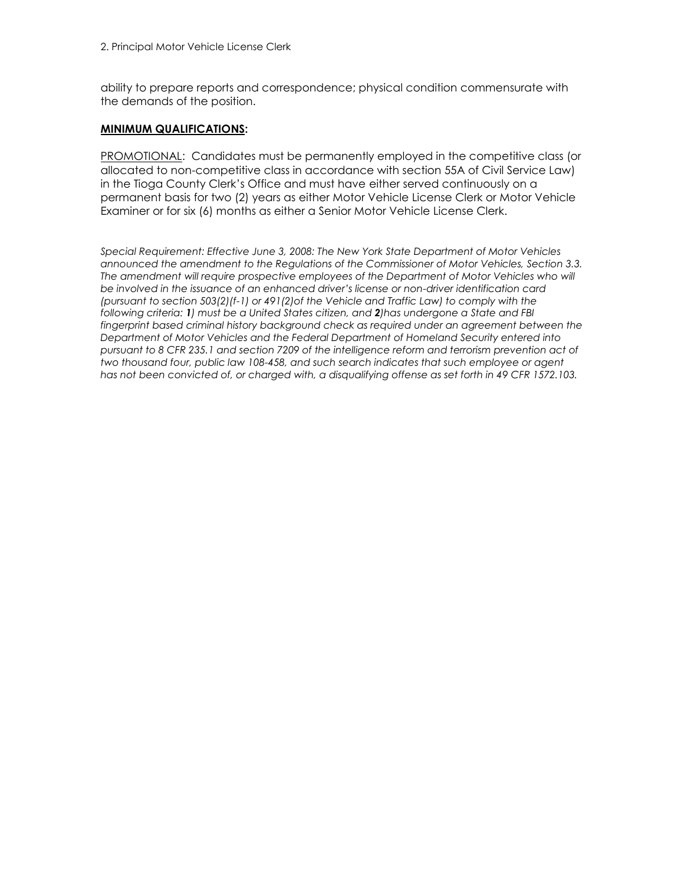ability to prepare reports and correspondence; physical condition commensurate with the demands of the position.

**MINIMUM QUALIFICATIONS:**

PROMOTIONAL: Candidates must be permanently employed in the competitive class (or allocated to non-competitive class in accordance with section 55A of Civil Service Law) in the Tioga County Clerk's Office and must have either served continuously on a permanent basis for two (2) years as either Motor Vehicle License Clerk or Motor Vehicle Examiner or for six (6) months as either a Senior Motor Vehicle License Clerk.

*Special Requirement: Effective June 3, 2008: The New York State Department of Motor Vehicles announced the amendment to the Regulations of the Commissioner of Motor Vehicles, Section 3.3. The amendment will require prospective employees of the Department of Motor Vehicles who will be involved in the issuance of an enhanced driver's license or non-driver identification card (pursuant to section 503(2)(f-1) or 491(2)of the Vehicle and Traffic Law) to comply with the following criteria:* ***1****) must be a United States citizen, and* ***2****)has undergone a State and FBI fingerprint based criminal history background check as required under an agreement between the Department of Motor Vehicles and the Federal Department of Homeland Security entered into pursuant to 8 CFR 235.1 and section 7209 of the intelligence reform and terrorism prevention act of two thousand four, public law 108-458, and such search indicates that such employee or agent has not been convicted of, or charged with, a disqualifying offense as set forth in 49 CFR 1572.103.*